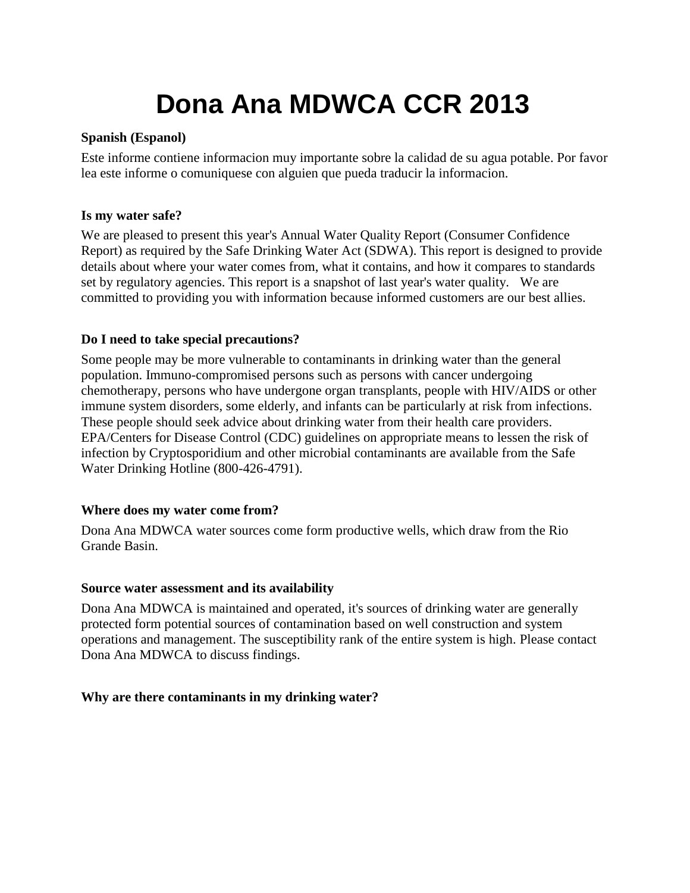# Dona Ana MDWCA CCR 2013

**Spanish (Espanol)**

Este informe contiene informacion muy importante sobre la calidad de su agua potable. Por favor lea este informe o comuniquese con alguien que pueda traducir la informacion.

**Is my water safe?**

We are pleased to present this year's Annual Water Quality Report (Consumer Confidence Report) as required by the Safe Drinking Water Act (SDWA). This report is designed to provide details about where your water comes from, what it contains, and how it compares to standards set by regulatory agencies. This report is a snapshot of last year's water quality. We are committed to providing you with information because informed customers are our best allies.

**Do I need to take special precautions?**

Some people may be more vulnerable to contaminants in drinking water than the general population. Immuno-compromised persons such as persons with cancer undergoing chemotherapy, persons who have undergone organ transplants, people with HIV/AIDS or other immune system disorders, some elderly, and infants can be particularly at risk from infections. These people should seek advice about drinking water from their health care providers. EPA/Centers for Disease Control (CDC) guidelines on appropriate means to lessen the risk of infection by Cryptosporidium and other microbial contaminants are available from the Safe Water Drinking Hotline (800-426-4791).

**Where does my water come from?**

Dona Ana MDWCA water sources come form productive wells, which draw from the Rio Grande Basin.

**Source water assessment and its availability**

Dona Ana MDWCA is maintained and operated, it's sources of drinking water are generally protected form potential sources of contamination based on well construction and system operations and management. The susceptibility rank of the entire system is high. Please contact Dona Ana MDWCA to discuss findings.

**Why are there contaminants in my drinking water?**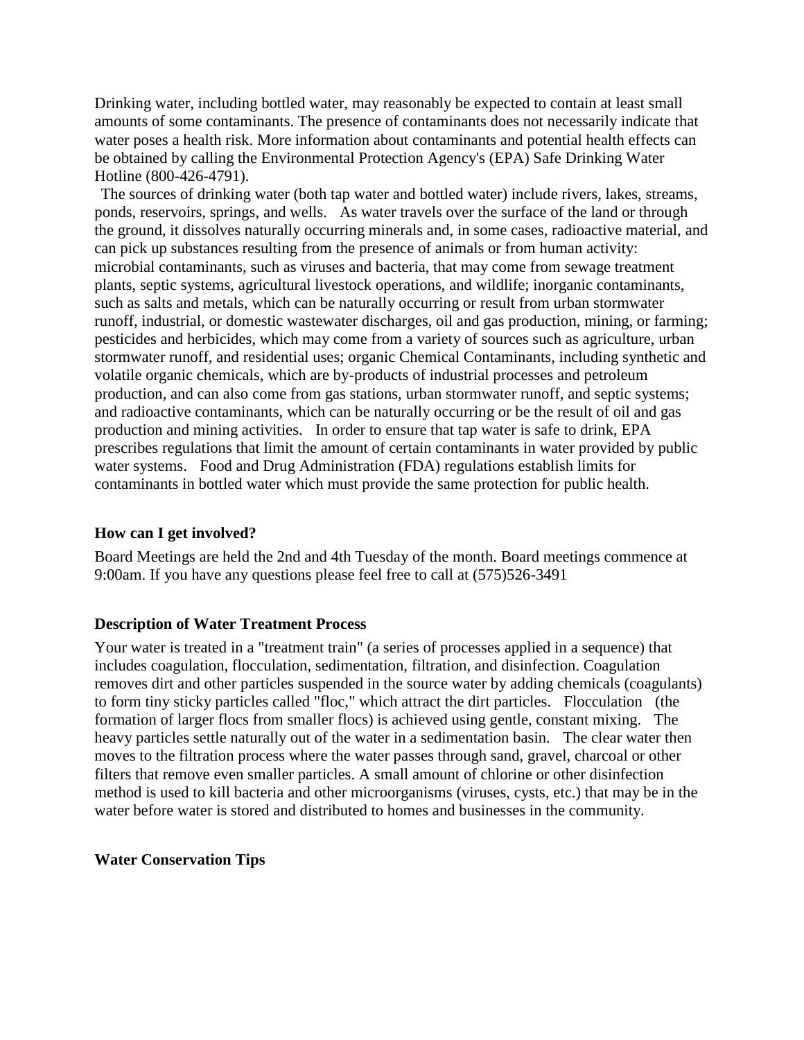Drinking water, including bottled water, may reasonably be expected to contain at least small amounts of some contaminants. The presence of contaminants does not necessarily indicate that water poses a health risk. More information about contaminants and potential health effects can be obtained by calling the Environmental Protection Agency's (EPA) Safe Drinking Water Hotline (800-426-4791).

The sources of drinking water (both tap water and bottled water) include rivers, lakes, streams, ponds, reservoirs, springs, and wells. As water travels over the surface of the land or through the ground, it dissolves naturally occurring minerals and, in some cases, radioactive material, and can pick up substances resulting from the presence of animals or from human activity: microbial contaminants, such as viruses and bacteria, that may come from sewage treatment plants, septic systems, agricultural livestock operations, and wildlife; inorganic contaminants, such as salts and metals, which can be naturally occurring or result from urban stormwater runoff, industrial, or domestic wastewater discharges, oil and gas production, mining, or farming; pesticides and herbicides, which may come from a variety of sources such as agriculture, urban stormwater runoff, and residential uses; organic Chemical Contaminants, including synthetic and volatile organic chemicals, which are by-products of industrial processes and petroleum production, and can also come from gas stations, urban stormwater runoff, and septic systems; and radioactive contaminants, which can be naturally occurring or be the result of oil and gas production and mining activities. In order to ensure that tap water is safe to drink, EPA prescribes regulations that limit the amount of certain contaminants in water provided by public water systems. Food and Drug Administration (FDA) regulations establish limits for contaminants in bottled water which must provide the same protection for public health.

**How can I get involved?**

Board Meetings are held the 2nd and 4th Tuesday of the month. Board meetings commence at 9:00am. If you have any questions please feel free to call at (575)526-3491

**Description of Water Treatment Process**

Your water is treated in a "treatment train" (a series of processes applied in a sequence) that includes coagulation, flocculation, sedimentation, filtration, and disinfection. Coagulation removes dirt and other particles suspended in the source water by adding chemicals (coagulants) to form tiny sticky particles called "floc," which attract the dirt particles. Flocculation (the formation of larger flocs from smaller flocs) is achieved using gentle, constant mixing. The heavy particles settle naturally out of the water in a sedimentation basin. The clear water then moves to the filtration process where the water passes through sand, gravel, charcoal or other filters that remove even smaller particles. A small amount of chlorine or other disinfection method is used to kill bacteria and other microorganisms (viruses, cysts, etc.) that may be in the water before water is stored and distributed to homes and businesses in the community.

**Water Conservation Tips**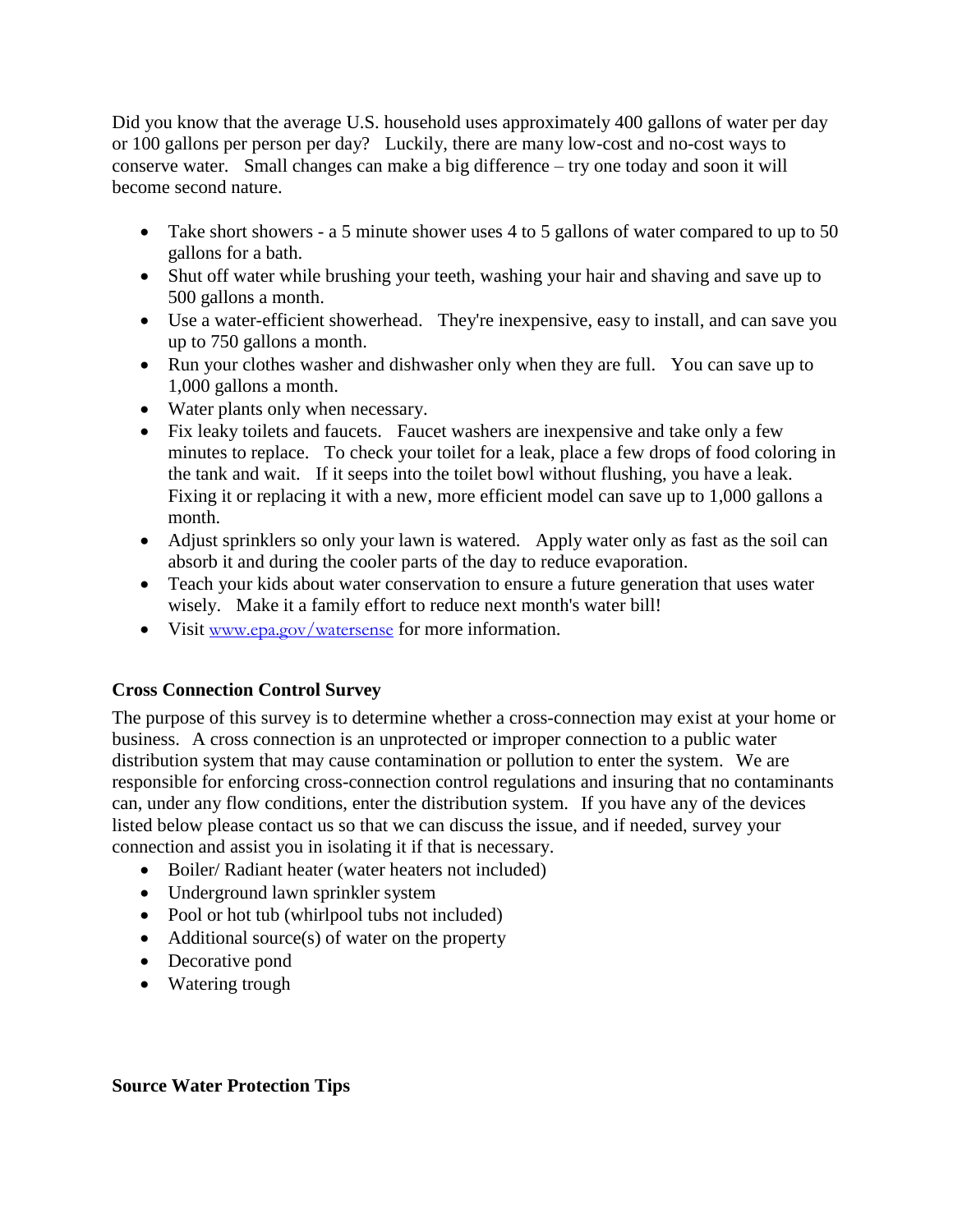Did you know that the average U.S. household uses approximately 400 gallons of water per day or 100 gallons per person per day? Luckily, there are many low-cost and no-cost ways to conserve water. Small changes can make a big difference – try one today and soon it will become second nature.

- Take short showers - a 5 minute shower uses 4 to 5 gallons of water compared to up to 50 gallons for a bath.
- Shut off water while brushing your teeth, washing your hair and shaving and save up to 500 gallons a month.
- Use a water-efficient showerhead. They're inexpensive, easy to install, and can save you up to 750 gallons a month.
- Run your clothes washer and dishwasher only when they are full. You can save up to 1,000 gallons a month.
- Water plants only when necessary.
- Fix leaky toilets and faucets. Faucet washers are inexpensive and take only a few minutes to replace. To check your toilet for a leak, place a few drops of food coloring in the tank and wait. If it seeps into the toilet bowl without flushing, you have a leak. Fixing it or replacing it with a new, more efficient model can save up to 1,000 gallons a month.
- Adjust sprinklers so only your lawn is watered. Apply water only as fast as the soil can absorb it and during the cooler parts of the day to reduce evaporation.
- Teach your kids about water conservation to ensure a future generation that uses water wisely. Make it a family effort to reduce next month's water bill!
- Visit www.epa.gov/watersense for more information.

**Cross Connection Control Survey**

The purpose of this survey is to determine whether a cross-connection may exist at your home or business. A cross connection is an unprotected or improper connection to a public water distribution system that may cause contamination or pollution to enter the system. We are responsible for enforcing cross-connection control regulations and insuring that no contaminants can, under any flow conditions, enter the distribution system. If you have any of the devices listed below please contact us so that we can discuss the issue, and if needed, survey your connection and assist you in isolating it if that is necessary.

- Boiler/ Radiant heater (water heaters not included)
- Underground lawn sprinkler system
- Pool or hot tub (whirlpool tubs not included)
- Additional source(s) of water on the property
- Decorative pond
- Watering trough

**Source Water Protection Tips**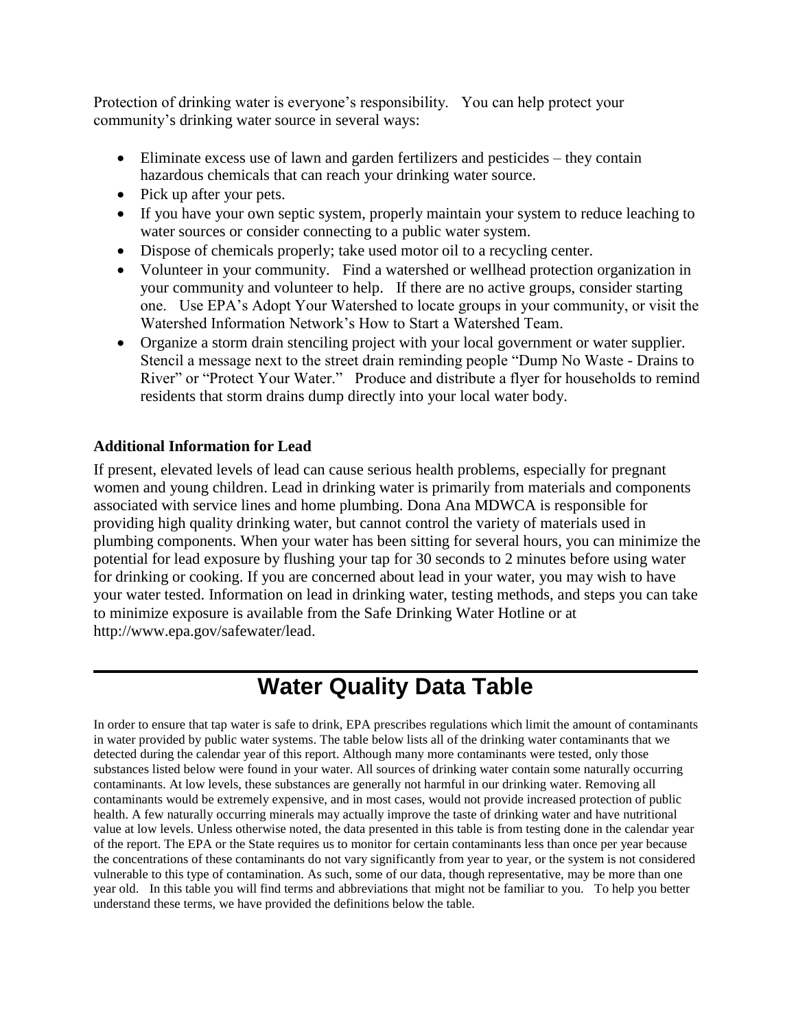Protection of drinking water is everyone's responsibility. You can help protect your community's drinking water source in several ways:

- Eliminate excess use of lawn and garden fertilizers and pesticides – they contain hazardous chemicals that can reach your drinking water source.
- Pick up after your pets.
- If you have your own septic system, properly maintain your system to reduce leaching to water sources or consider connecting to a public water system.
- Dispose of chemicals properly; take used motor oil to a recycling center.
- Volunteer in your community. Find a watershed or wellhead protection organization in your community and volunteer to help. If there are no active groups, consider starting one. Use EPA's Adopt Your Watershed to locate groups in your community, or visit the Watershed Information Network's How to Start a Watershed Team.
- Organize a storm drain stenciling project with your local government or water supplier. Stencil a message next to the street drain reminding people "Dump No Waste - Drains to River" or "Protect Your Water." Produce and distribute a flyer for households to remind residents that storm drains dump directly into your local water body.

**Additional Information for Lead**

If present, elevated levels of lead can cause serious health problems, especially for pregnant women and young children. Lead in drinking water is primarily from materials and components associated with service lines and home plumbing. Dona Ana MDWCA is responsible for providing high quality drinking water, but cannot control the variety of materials used in plumbing components. When your water has been sitting for several hours, you can minimize the potential for lead exposure by flushing your tap for 30 seconds to 2 minutes before using water for drinking or cooking. If you are concerned about lead in your water, you may wish to have your water tested. Information on lead in drinking water, testing methods, and steps you can take to minimize exposure is available from the Safe Drinking Water Hotline or at http://www.epa.gov/safewater/lead.

---

# Water Quality Data Table

In order to ensure that tap water is safe to drink, EPA prescribes regulations which limit the amount of contaminants in water provided by public water systems. The table below lists all of the drinking water contaminants that we detected during the calendar year of this report. Although many more contaminants were tested, only those substances listed below were found in your water. All sources of drinking water contain some naturally occurring contaminants. At low levels, these substances are generally not harmful in our drinking water. Removing all contaminants would be extremely expensive, and in most cases, would not provide increased protection of public health. A few naturally occurring minerals may actually improve the taste of drinking water and have nutritional value at low levels. Unless otherwise noted, the data presented in this table is from testing done in the calendar year of the report. The EPA or the State requires us to monitor for certain contaminants less than once per year because the concentrations of these contaminants do not vary significantly from year to year, or the system is not considered vulnerable to this type of contamination. As such, some of our data, though representative, may be more than one year old. In this table you will find terms and abbreviations that might not be familiar to you. To help you better understand these terms, we have provided the definitions below the table.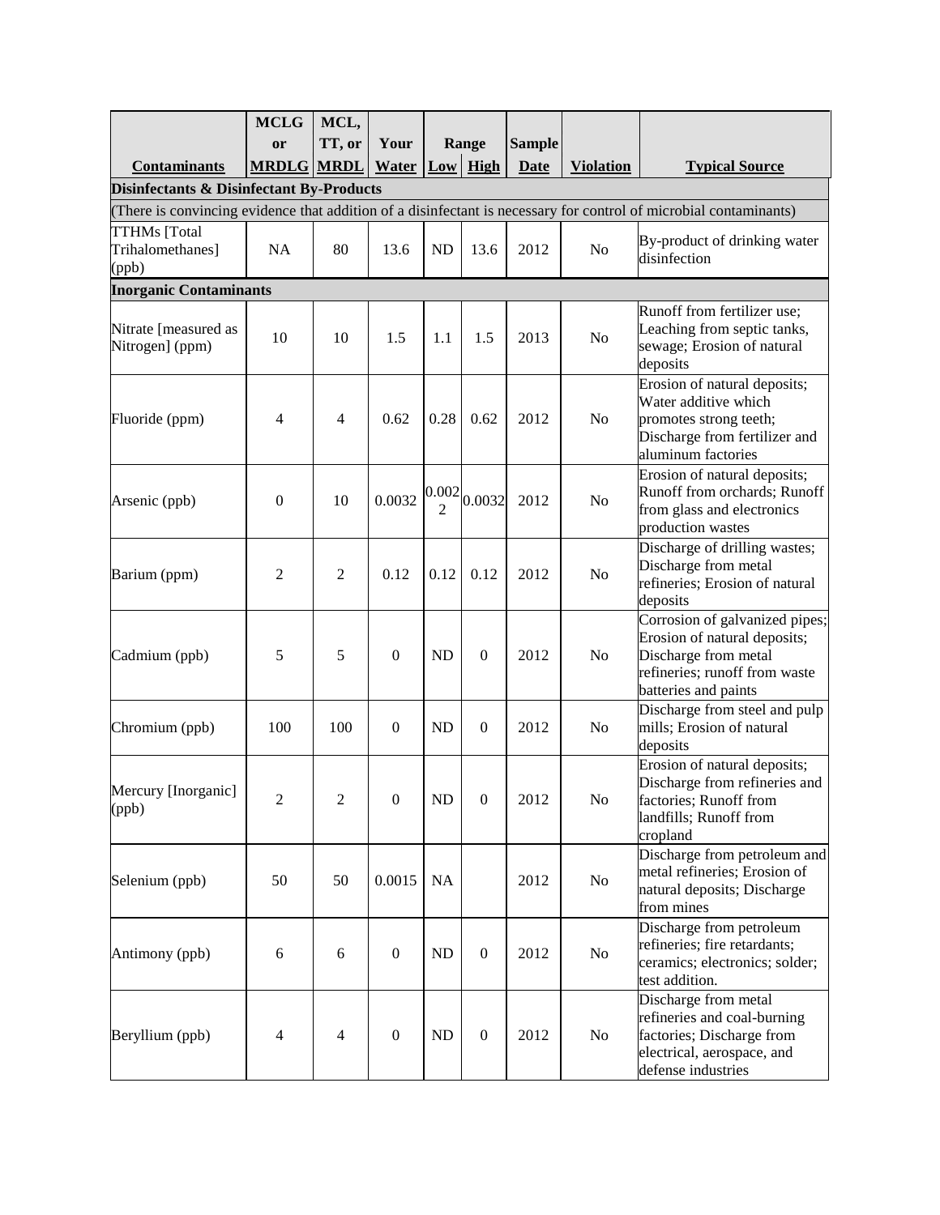| Contaminants | MCLG or MRDLG | MCL, TT, or MRDL | Your Water | Range Low | Range High | Sample Date | Violation | Typical Source |
|---|---|---|---|---|---|---|---|---|
| **Disinfectants & Disinfectant By-Products** | | | | | | | | |
| (There is convincing evidence that addition of a disinfectant is necessary for control of microbial contaminants) | | | | | | | | |
| TTHMs [Total Trihalomethanes] (ppb) | NA | 80 | 13.6 | ND | 13.6 | 2012 | No | By-product of drinking water disinfection |
| **Inorganic Contaminants** | | | | | | | | |
| Nitrate [measured as Nitrogen] (ppm) | 10 | 10 | 1.5 | 1.1 | 1.5 | 2013 | No | Runoff from fertilizer use; Leaching from septic tanks, sewage; Erosion of natural deposits |
| Fluoride (ppm) | 4 | 4 | 0.62 | 0.28 | 0.62 | 2012 | No | Erosion of natural deposits; Water additive which promotes strong teeth; Discharge from fertilizer and aluminum factories |
| Arsenic (ppb) | 0 | 10 | 0.0032 | 0.0022 | 0.0032 | 2012 | No | Erosion of natural deposits; Runoff from orchards; Runoff from glass and electronics production wastes |
| Barium (ppm) | 2 | 2 | 0.12 | 0.12 | 0.12 | 2012 | No | Discharge of drilling wastes; Discharge from metal refineries; Erosion of natural deposits |
| Cadmium (ppb) | 5 | 5 | 0 | ND | 0 | 2012 | No | Corrosion of galvanized pipes; Erosion of natural deposits; Discharge from metal refineries; runoff from waste batteries and paints |
| Chromium (ppb) | 100 | 100 | 0 | ND | 0 | 2012 | No | Discharge from steel and pulp mills; Erosion of natural deposits |
| Mercury [Inorganic] (ppb) | 2 | 2 | 0 | ND | 0 | 2012 | No | Erosion of natural deposits; Discharge from refineries and factories; Runoff from landfills; Runoff from cropland |
| Selenium (ppb) | 50 | 50 | 0.0015 | NA | | 2012 | No | Discharge from petroleum and metal refineries; Erosion of natural deposits; Discharge from mines |
| Antimony (ppb) | 6 | 6 | 0 | ND | 0 | 2012 | No | Discharge from petroleum refineries; fire retardants; ceramics; electronics; solder; test addition. |
| Beryllium (ppb) | 4 | 4 | 0 | ND | 0 | 2012 | No | Discharge from metal refineries and coal-burning factories; Discharge from electrical, aerospace, and defense industries |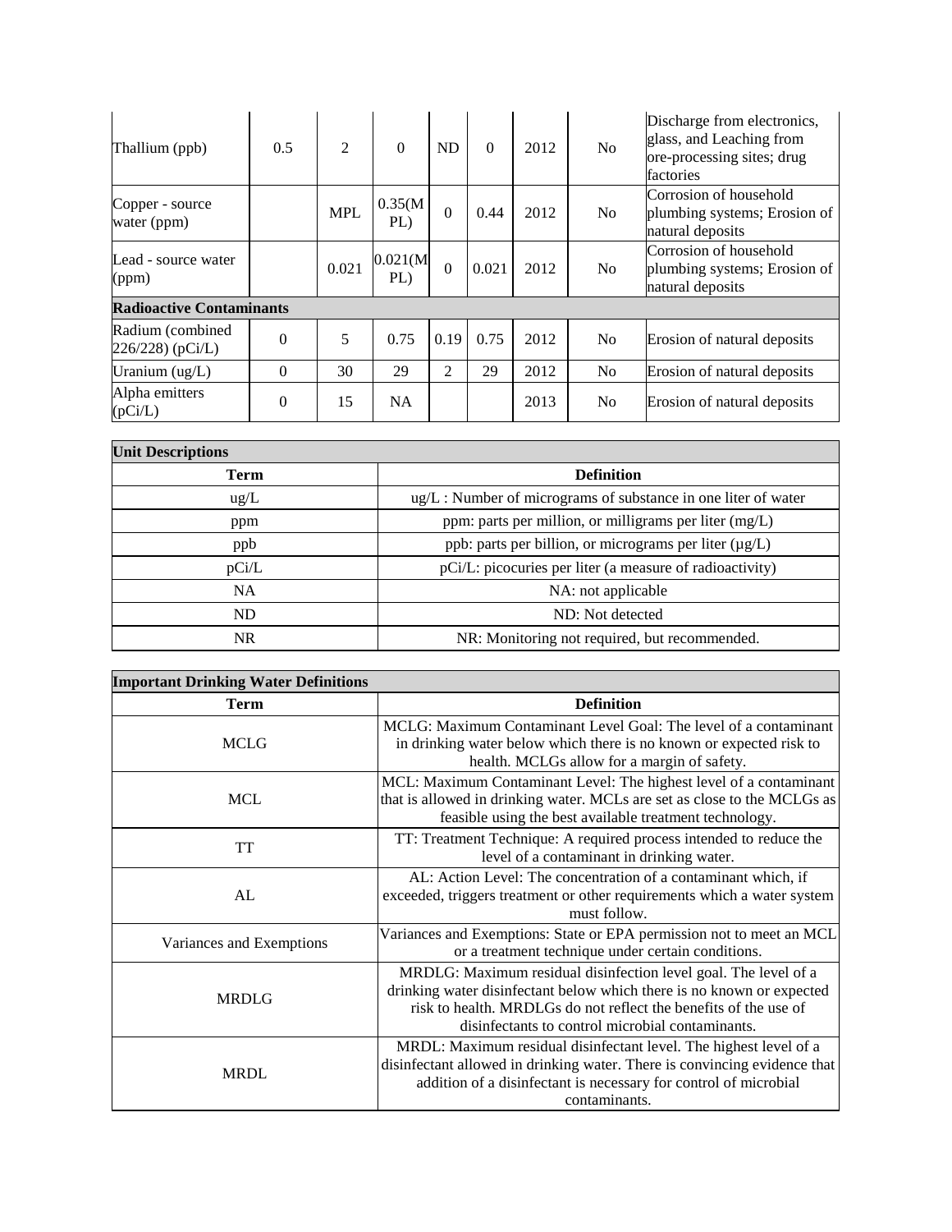| | | | | | | | | |
|---|---|---|---|---|---|---|---|---|
| Thallium (ppb) | 0.5 | 2 | 0 | ND | 0 | 2012 | No | Discharge from electronics, glass, and Leaching from ore-processing sites; drug factories |
| Copper - source water (ppm) | | MPL | 0.35(MPL) | 0 | 0.44 | 2012 | No | Corrosion of household plumbing systems; Erosion of natural deposits |
| Lead - source water (ppm) | | 0.021 | 0.021(MPL) | 0 | 0.021 | 2012 | No | Corrosion of household plumbing systems; Erosion of natural deposits |
| **Radioactive Contaminants** | | | | | | | | |
| Radium (combined 226/228) (pCi/L) | 0 | 5 | 0.75 | 0.19 | 0.75 | 2012 | No | Erosion of natural deposits |
| Uranium (ug/L) | 0 | 30 | 29 | 2 | 29 | 2012 | No | Erosion of natural deposits |
| Alpha emitters (pCi/L) | 0 | 15 | NA | | | 2013 | No | Erosion of natural deposits |

| **Unit Descriptions** | |
|---|---|
| **Term** | **Definition** |
| ug/L | ug/L : Number of micrograms of substance in one liter of water |
| ppm | ppm: parts per million, or milligrams per liter (mg/L) |
| ppb | ppb: parts per billion, or micrograms per liter (µg/L) |
| pCi/L | pCi/L: picocuries per liter (a measure of radioactivity) |
| NA | NA: not applicable |
| ND | ND: Not detected |
| NR | NR: Monitoring not required, but recommended. |

| **Important Drinking Water Definitions** | |
|---|---|
| **Term** | **Definition** |
| MCLG | MCLG: Maximum Contaminant Level Goal: The level of a contaminant in drinking water below which there is no known or expected risk to health. MCLGs allow for a margin of safety. |
| MCL | MCL: Maximum Contaminant Level: The highest level of a contaminant that is allowed in drinking water. MCLs are set as close to the MCLGs as feasible using the best available treatment technology. |
| TT | TT: Treatment Technique: A required process intended to reduce the level of a contaminant in drinking water. |
| AL | AL: Action Level: The concentration of a contaminant which, if exceeded, triggers treatment or other requirements which a water system must follow. |
| Variances and Exemptions | Variances and Exemptions: State or EPA permission not to meet an MCL or a treatment technique under certain conditions. |
| MRDLG | MRDLG: Maximum residual disinfection level goal. The level of a drinking water disinfectant below which there is no known or expected risk to health. MRDLGs do not reflect the benefits of the use of disinfectants to control microbial contaminants. |
| MRDL | MRDL: Maximum residual disinfectant level. The highest level of a disinfectant allowed in drinking water. There is convincing evidence that addition of a disinfectant is necessary for control of microbial contaminants. |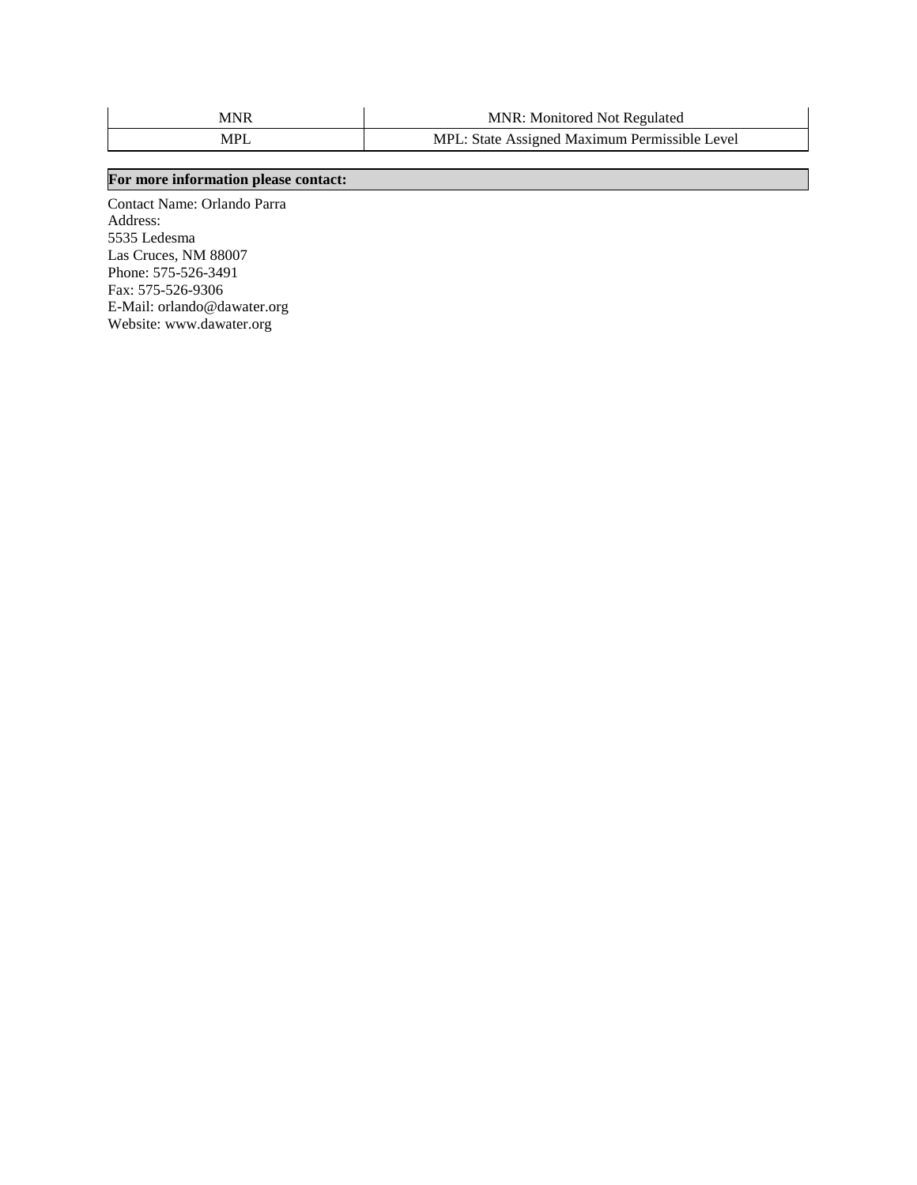| | |
|---|---|
| MNR | MNR: Monitored Not Regulated |
| MPL | MPL: State Assigned Maximum Permissible Level |

**For more information please contact:**

Contact Name: Orlando Parra
Address:
5535 Ledesma
Las Cruces, NM 88007
Phone: 575-526-3491
Fax: 575-526-9306
E-Mail: orlando@dawater.org
Website: www.dawater.org